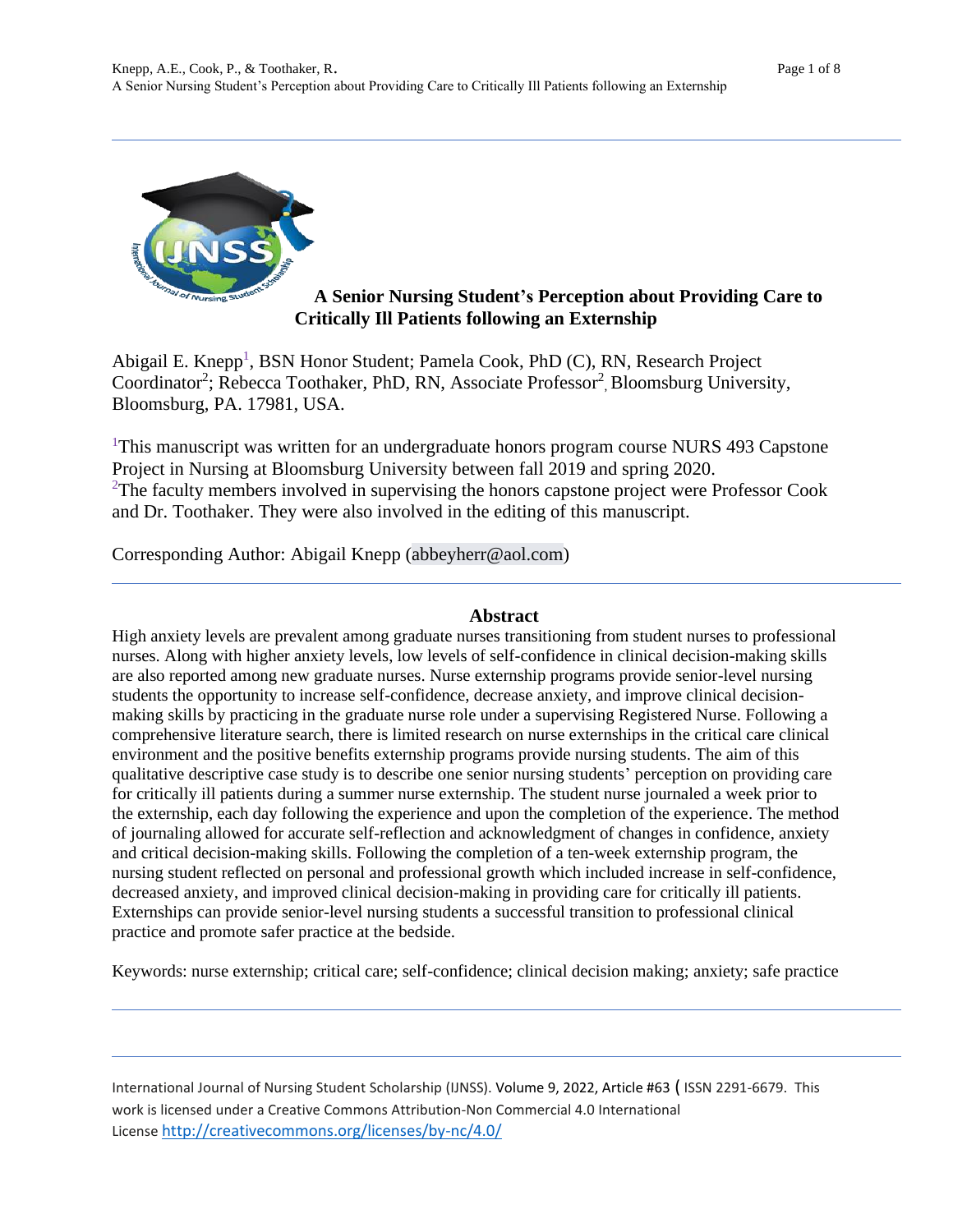# A Senior Nursing Student's Perception about Providing Care to Critically Ill Patients following an Externship

Abigail E. Knepp[1], BSN Honor Student; Pamela Cook, PhD (C), RN, Research Project Coordinator[2]; Rebecca Toothaker, PhD, RN, Associate Professor[2], Bloomsburg University, Bloomsburg, PA. 17981, USA.

[1]This manuscript was written for an undergraduate honors program course NURS 493 Capstone Project in Nursing at Bloomsburg University between fall 2019 and spring 2020.
[2]The faculty members involved in supervising the honors capstone project were Professor Cook and Dr. Toothaker. They were also involved in the editing of this manuscript.

Corresponding Author: Abigail Knepp (abbeyherr@aol.com)

## Abstract

High anxiety levels are prevalent among graduate nurses transitioning from student nurses to professional nurses. Along with higher anxiety levels, low levels of self-confidence in clinical decision-making skills are also reported among new graduate nurses. Nurse externship programs provide senior-level nursing students the opportunity to increase self-confidence, decrease anxiety, and improve clinical decision-making skills by practicing in the graduate nurse role under a supervising Registered Nurse. Following a comprehensive literature search, there is limited research on nurse externships in the critical care clinical environment and the positive benefits externship programs provide nursing students. The aim of this qualitative descriptive case study is to describe one senior nursing students' perception on providing care for critically ill patients during a summer nurse externship. The student nurse journaled a week prior to the externship, each day following the experience and upon the completion of the experience. The method of journaling allowed for accurate self-reflection and acknowledgment of changes in confidence, anxiety and critical decision-making skills. Following the completion of a ten-week externship program, the nursing student reflected on personal and professional growth which included increase in self-confidence, decreased anxiety, and improved clinical decision-making in providing care for critically ill patients. Externships can provide senior-level nursing students a successful transition to professional clinical practice and promote safer practice at the bedside.

Keywords: nurse externship; critical care; self-confidence; clinical decision making; anxiety; safe practice

International Journal of Nursing Student Scholarship (IJNSS). Volume 9, 2022, Article #63 ( ISSN 2291-6679. This work is licensed under a Creative Commons Attribution-Non Commercial 4.0 International License http://creativecommons.org/licenses/by-nc/4.0/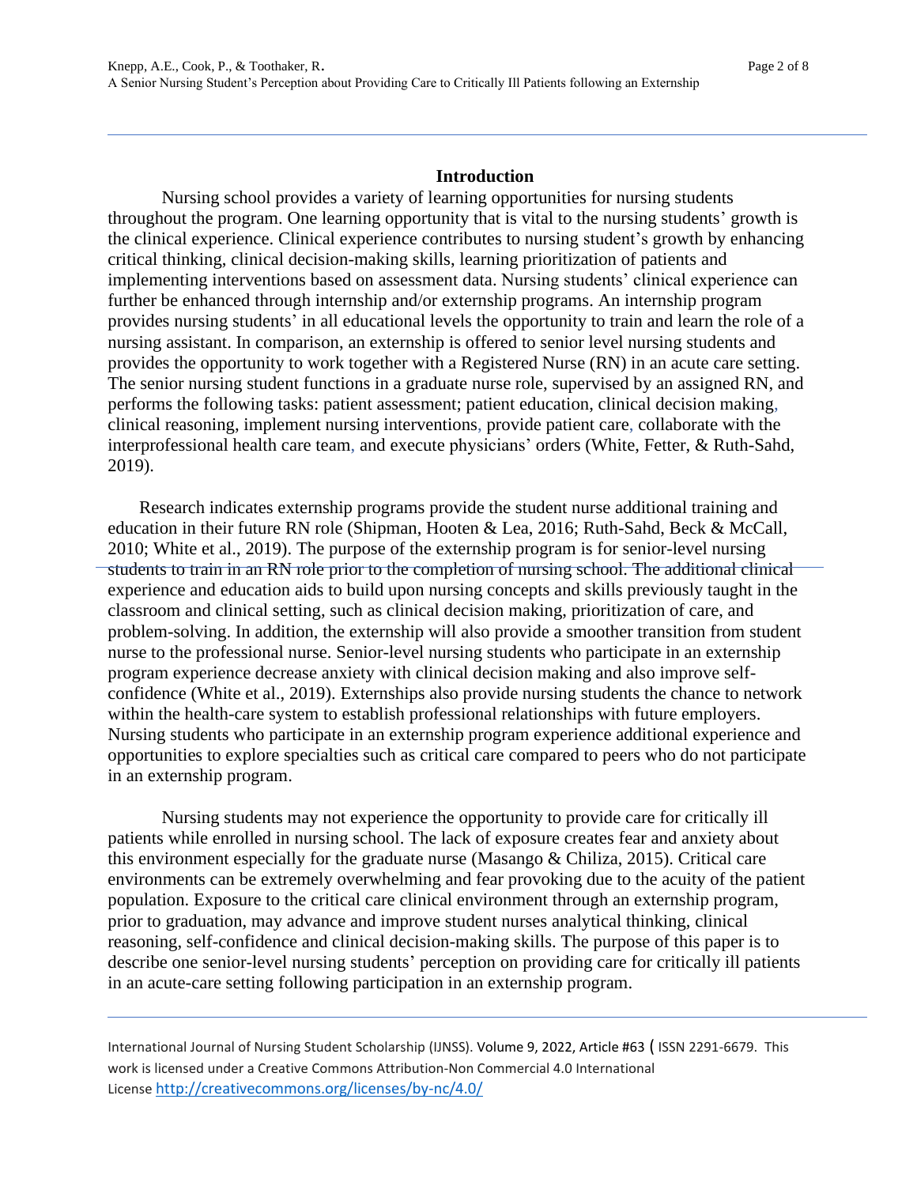## Introduction

Nursing school provides a variety of learning opportunities for nursing students throughout the program. One learning opportunity that is vital to the nursing students' growth is the clinical experience. Clinical experience contributes to nursing student's growth by enhancing critical thinking, clinical decision-making skills, learning prioritization of patients and implementing interventions based on assessment data. Nursing students' clinical experience can further be enhanced through internship and/or externship programs. An internship program provides nursing students' in all educational levels the opportunity to train and learn the role of a nursing assistant. In comparison, an externship is offered to senior level nursing students and provides the opportunity to work together with a Registered Nurse (RN) in an acute care setting. The senior nursing student functions in a graduate nurse role, supervised by an assigned RN, and performs the following tasks: patient assessment; patient education, clinical decision making, clinical reasoning, implement nursing interventions, provide patient care, collaborate with the interprofessional health care team, and execute physicians' orders (White, Fetter, & Ruth-Sahd, 2019).

Research indicates externship programs provide the student nurse additional training and education in their future RN role (Shipman, Hooten & Lea, 2016; Ruth-Sahd, Beck & McCall, 2010; White et al., 2019). The purpose of the externship program is for senior-level nursing students to train in an RN role prior to the completion of nursing school. The additional clinical experience and education aids to build upon nursing concepts and skills previously taught in the classroom and clinical setting, such as clinical decision making, prioritization of care, and problem-solving. In addition, the externship will also provide a smoother transition from student nurse to the professional nurse. Senior-level nursing students who participate in an externship program experience decrease anxiety with clinical decision making and also improve self-confidence (White et al., 2019). Externships also provide nursing students the chance to network within the health-care system to establish professional relationships with future employers. Nursing students who participate in an externship program experience additional experience and opportunities to explore specialties such as critical care compared to peers who do not participate in an externship program.

Nursing students may not experience the opportunity to provide care for critically ill patients while enrolled in nursing school. The lack of exposure creates fear and anxiety about this environment especially for the graduate nurse (Masango & Chiliza, 2015). Critical care environments can be extremely overwhelming and fear provoking due to the acuity of the patient population. Exposure to the critical care clinical environment through an externship program, prior to graduation, may advance and improve student nurses analytical thinking, clinical reasoning, self-confidence and clinical decision-making skills. The purpose of this paper is to describe one senior-level nursing students' perception on providing care for critically ill patients in an acute-care setting following participation in an externship program.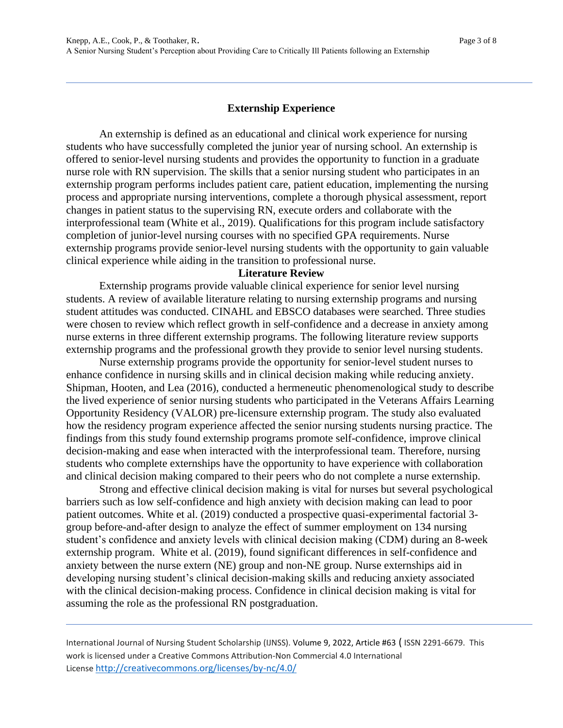## Externship Experience

An externship is defined as an educational and clinical work experience for nursing students who have successfully completed the junior year of nursing school. An externship is offered to senior-level nursing students and provides the opportunity to function in a graduate nurse role with RN supervision. The skills that a senior nursing student who participates in an externship program performs includes patient care, patient education, implementing the nursing process and appropriate nursing interventions, complete a thorough physical assessment, report changes in patient status to the supervising RN, execute orders and collaborate with the interprofessional team (White et al., 2019). Qualifications for this program include satisfactory completion of junior-level nursing courses with no specified GPA requirements. Nurse externship programs provide senior-level nursing students with the opportunity to gain valuable clinical experience while aiding in the transition to professional nurse.

## Literature Review

Externship programs provide valuable clinical experience for senior level nursing students. A review of available literature relating to nursing externship programs and nursing student attitudes was conducted. CINAHL and EBSCO databases were searched. Three studies were chosen to review which reflect growth in self-confidence and a decrease in anxiety among nurse externs in three different externship programs. The following literature review supports externship programs and the professional growth they provide to senior level nursing students.

Nurse externship programs provide the opportunity for senior-level student nurses to enhance confidence in nursing skills and in clinical decision making while reducing anxiety. Shipman, Hooten, and Lea (2016), conducted a hermeneutic phenomenological study to describe the lived experience of senior nursing students who participated in the Veterans Affairs Learning Opportunity Residency (VALOR) pre-licensure externship program. The study also evaluated how the residency program experience affected the senior nursing students nursing practice. The findings from this study found externship programs promote self-confidence, improve clinical decision-making and ease when interacted with the interprofessional team. Therefore, nursing students who complete externships have the opportunity to have experience with collaboration and clinical decision making compared to their peers who do not complete a nurse externship.

Strong and effective clinical decision making is vital for nurses but several psychological barriers such as low self-confidence and high anxiety with decision making can lead to poor patient outcomes. White et al. (2019) conducted a prospective quasi-experimental factorial 3-group before-and-after design to analyze the effect of summer employment on 134 nursing student's confidence and anxiety levels with clinical decision making (CDM) during an 8-week externship program. White et al. (2019), found significant differences in self-confidence and anxiety between the nurse extern (NE) group and non-NE group. Nurse externships aid in developing nursing student's clinical decision-making skills and reducing anxiety associated with the clinical decision-making process. Confidence in clinical decision making is vital for assuming the role as the professional RN postgraduation.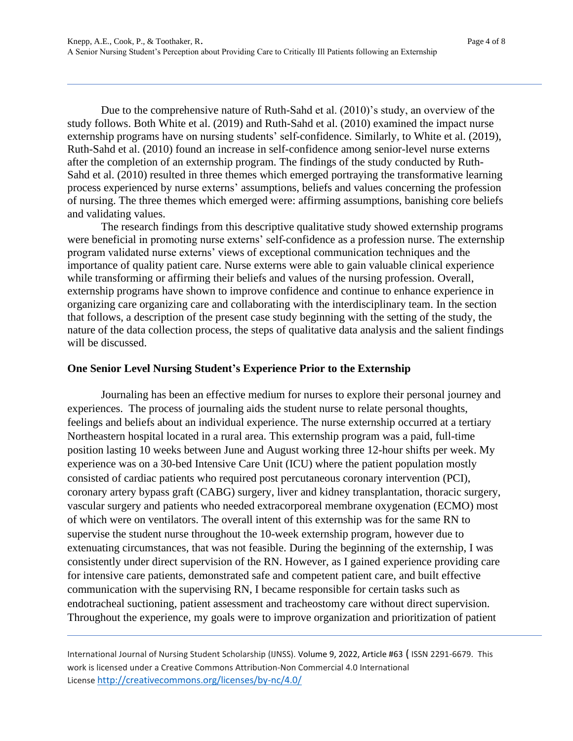Due to the comprehensive nature of Ruth-Sahd et al. (2010)'s study, an overview of the study follows. Both White et al. (2019) and Ruth-Sahd et al. (2010) examined the impact nurse externship programs have on nursing students' self-confidence. Similarly, to White et al. (2019), Ruth-Sahd et al. (2010) found an increase in self-confidence among senior-level nurse externs after the completion of an externship program. The findings of the study conducted by Ruth-Sahd et al. (2010) resulted in three themes which emerged portraying the transformative learning process experienced by nurse externs' assumptions, beliefs and values concerning the profession of nursing. The three themes which emerged were: affirming assumptions, banishing core beliefs and validating values.

The research findings from this descriptive qualitative study showed externship programs were beneficial in promoting nurse externs' self-confidence as a profession nurse. The externship program validated nurse externs' views of exceptional communication techniques and the importance of quality patient care. Nurse externs were able to gain valuable clinical experience while transforming or affirming their beliefs and values of the nursing profession. Overall, externship programs have shown to improve confidence and continue to enhance experience in organizing care organizing care and collaborating with the interdisciplinary team. In the section that follows, a description of the present case study beginning with the setting of the study, the nature of the data collection process, the steps of qualitative data analysis and the salient findings will be discussed.

## One Senior Level Nursing Student's Experience Prior to the Externship

Journaling has been an effective medium for nurses to explore their personal journey and experiences. The process of journaling aids the student nurse to relate personal thoughts, feelings and beliefs about an individual experience. The nurse externship occurred at a tertiary Northeastern hospital located in a rural area. This externship program was a paid, full-time position lasting 10 weeks between June and August working three 12-hour shifts per week. My experience was on a 30-bed Intensive Care Unit (ICU) where the patient population mostly consisted of cardiac patients who required post percutaneous coronary intervention (PCI), coronary artery bypass graft (CABG) surgery, liver and kidney transplantation, thoracic surgery, vascular surgery and patients who needed extracorporeal membrane oxygenation (ECMO) most of which were on ventilators. The overall intent of this externship was for the same RN to supervise the student nurse throughout the 10-week externship program, however due to extenuating circumstances, that was not feasible. During the beginning of the externship, I was consistently under direct supervision of the RN. However, as I gained experience providing care for intensive care patients, demonstrated safe and competent patient care, and built effective communication with the supervising RN, I became responsible for certain tasks such as endotracheal suctioning, patient assessment and tracheostomy care without direct supervision. Throughout the experience, my goals were to improve organization and prioritization of patient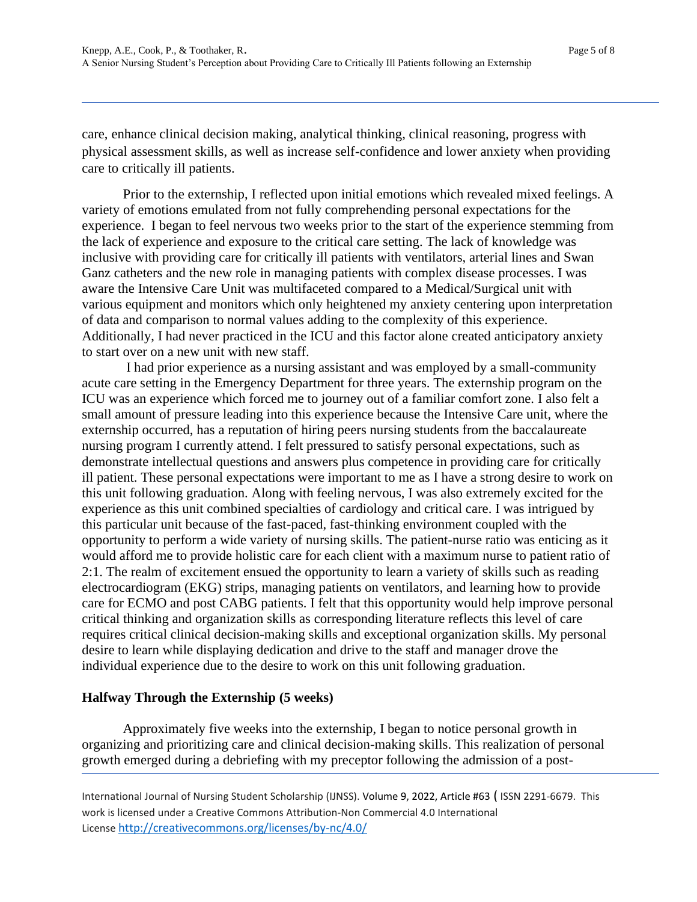care, enhance clinical decision making, analytical thinking, clinical reasoning, progress with physical assessment skills, as well as increase self-confidence and lower anxiety when providing care to critically ill patients.

Prior to the externship, I reflected upon initial emotions which revealed mixed feelings. A variety of emotions emulated from not fully comprehending personal expectations for the experience. I began to feel nervous two weeks prior to the start of the experience stemming from the lack of experience and exposure to the critical care setting. The lack of knowledge was inclusive with providing care for critically ill patients with ventilators, arterial lines and Swan Ganz catheters and the new role in managing patients with complex disease processes. I was aware the Intensive Care Unit was multifaceted compared to a Medical/Surgical unit with various equipment and monitors which only heightened my anxiety centering upon interpretation of data and comparison to normal values adding to the complexity of this experience. Additionally, I had never practiced in the ICU and this factor alone created anticipatory anxiety to start over on a new unit with new staff.

I had prior experience as a nursing assistant and was employed by a small-community acute care setting in the Emergency Department for three years. The externship program on the ICU was an experience which forced me to journey out of a familiar comfort zone. I also felt a small amount of pressure leading into this experience because the Intensive Care unit, where the externship occurred, has a reputation of hiring peers nursing students from the baccalaureate nursing program I currently attend. I felt pressured to satisfy personal expectations, such as demonstrate intellectual questions and answers plus competence in providing care for critically ill patient. These personal expectations were important to me as I have a strong desire to work on this unit following graduation. Along with feeling nervous, I was also extremely excited for the experience as this unit combined specialties of cardiology and critical care. I was intrigued by this particular unit because of the fast-paced, fast-thinking environment coupled with the opportunity to perform a wide variety of nursing skills. The patient-nurse ratio was enticing as it would afford me to provide holistic care for each client with a maximum nurse to patient ratio of 2:1. The realm of excitement ensued the opportunity to learn a variety of skills such as reading electrocardiogram (EKG) strips, managing patients on ventilators, and learning how to provide care for ECMO and post CABG patients. I felt that this opportunity would help improve personal critical thinking and organization skills as corresponding literature reflects this level of care requires critical clinical decision-making skills and exceptional organization skills. My personal desire to learn while displaying dedication and drive to the staff and manager drove the individual experience due to the desire to work on this unit following graduation.

## Halfway Through the Externship (5 weeks)

Approximately five weeks into the externship, I began to notice personal growth in organizing and prioritizing care and clinical decision-making skills. This realization of personal growth emerged during a debriefing with my preceptor following the admission of a post-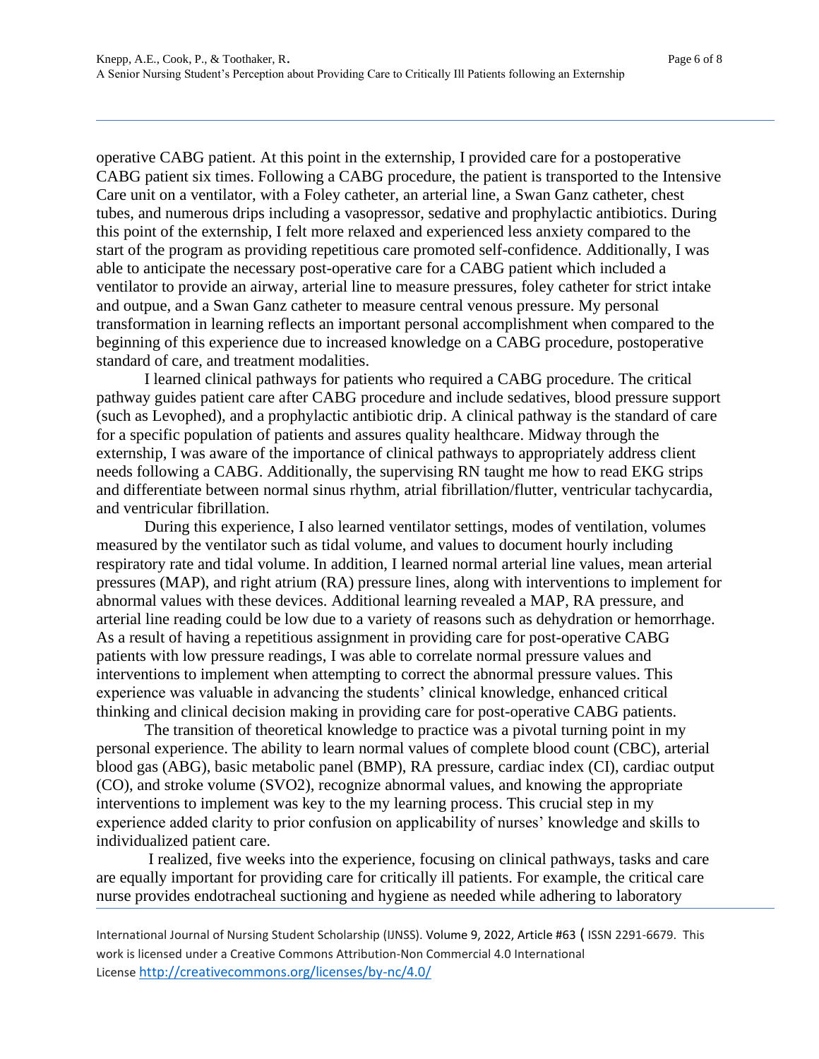operative CABG patient. At this point in the externship, I provided care for a postoperative CABG patient six times. Following a CABG procedure, the patient is transported to the Intensive Care unit on a ventilator, with a Foley catheter, an arterial line, a Swan Ganz catheter, chest tubes, and numerous drips including a vasopressor, sedative and prophylactic antibiotics. During this point of the externship, I felt more relaxed and experienced less anxiety compared to the start of the program as providing repetitious care promoted self-confidence. Additionally, I was able to anticipate the necessary post-operative care for a CABG patient which included a ventilator to provide an airway, arterial line to measure pressures, foley catheter for strict intake and outpue, and a Swan Ganz catheter to measure central venous pressure. My personal transformation in learning reflects an important personal accomplishment when compared to the beginning of this experience due to increased knowledge on a CABG procedure, postoperative standard of care, and treatment modalities.

I learned clinical pathways for patients who required a CABG procedure. The critical pathway guides patient care after CABG procedure and include sedatives, blood pressure support (such as Levophed), and a prophylactic antibiotic drip. A clinical pathway is the standard of care for a specific population of patients and assures quality healthcare. Midway through the externship, I was aware of the importance of clinical pathways to appropriately address client needs following a CABG. Additionally, the supervising RN taught me how to read EKG strips and differentiate between normal sinus rhythm, atrial fibrillation/flutter, ventricular tachycardia, and ventricular fibrillation.

During this experience, I also learned ventilator settings, modes of ventilation, volumes measured by the ventilator such as tidal volume, and values to document hourly including respiratory rate and tidal volume. In addition, I learned normal arterial line values, mean arterial pressures (MAP), and right atrium (RA) pressure lines, along with interventions to implement for abnormal values with these devices. Additional learning revealed a MAP, RA pressure, and arterial line reading could be low due to a variety of reasons such as dehydration or hemorrhage. As a result of having a repetitious assignment in providing care for post-operative CABG patients with low pressure readings, I was able to correlate normal pressure values and interventions to implement when attempting to correct the abnormal pressure values. This experience was valuable in advancing the students' clinical knowledge, enhanced critical thinking and clinical decision making in providing care for post-operative CABG patients.

The transition of theoretical knowledge to practice was a pivotal turning point in my personal experience. The ability to learn normal values of complete blood count (CBC), arterial blood gas (ABG), basic metabolic panel (BMP), RA pressure, cardiac index (CI), cardiac output (CO), and stroke volume (SVO2), recognize abnormal values, and knowing the appropriate interventions to implement was key to the my learning process. This crucial step in my experience added clarity to prior confusion on applicability of nurses' knowledge and skills to individualized patient care.

I realized, five weeks into the experience, focusing on clinical pathways, tasks and care are equally important for providing care for critically ill patients. For example, the critical care nurse provides endotracheal suctioning and hygiene as needed while adhering to laboratory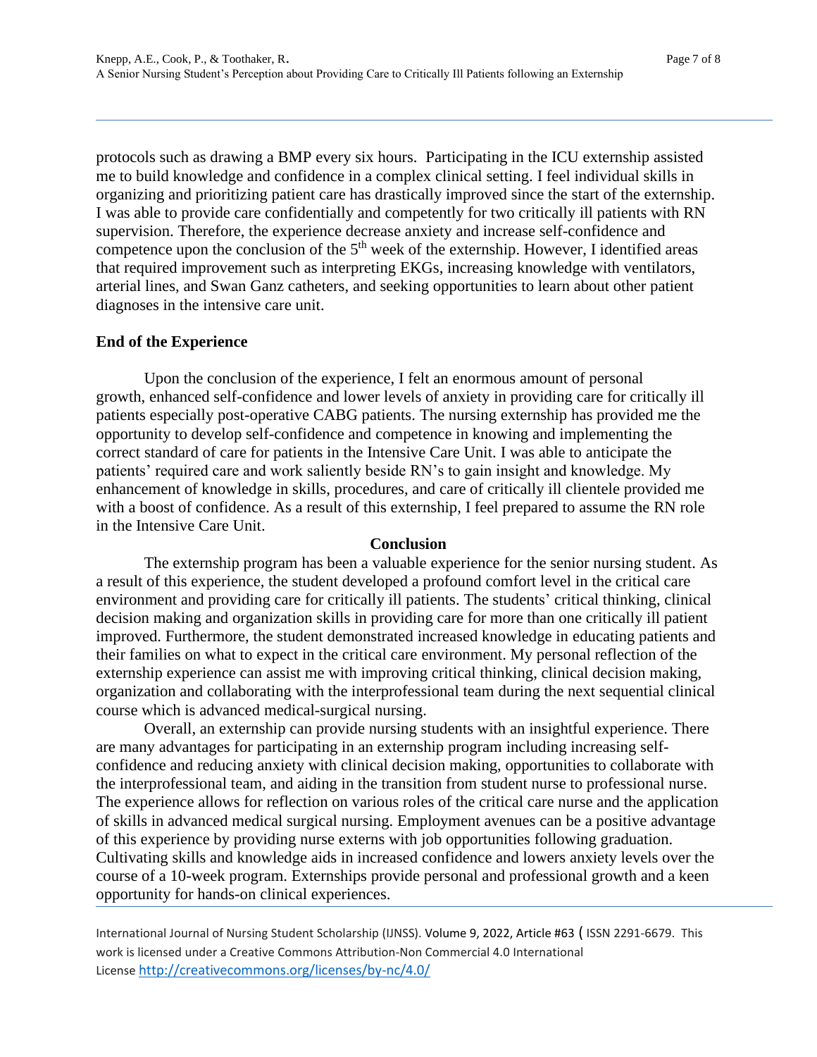protocols such as drawing a BMP every six hours. Participating in the ICU externship assisted me to build knowledge and confidence in a complex clinical setting. I feel individual skills in organizing and prioritizing patient care has drastically improved since the start of the externship. I was able to provide care confidentially and competently for two critically ill patients with RN supervision. Therefore, the experience decrease anxiety and increase self-confidence and competence upon the conclusion of the 5th week of the externship. However, I identified areas that required improvement such as interpreting EKGs, increasing knowledge with ventilators, arterial lines, and Swan Ganz catheters, and seeking opportunities to learn about other patient diagnoses in the intensive care unit.

### End of the Experience

Upon the conclusion of the experience, I felt an enormous amount of personal growth, enhanced self-confidence and lower levels of anxiety in providing care for critically ill patients especially post-operative CABG patients. The nursing externship has provided me the opportunity to develop self-confidence and competence in knowing and implementing the correct standard of care for patients in the Intensive Care Unit. I was able to anticipate the patients' required care and work saliently beside RN's to gain insight and knowledge. My enhancement of knowledge in skills, procedures, and care of critically ill clientele provided me with a boost of confidence. As a result of this externship, I feel prepared to assume the RN role in the Intensive Care Unit.

## Conclusion

The externship program has been a valuable experience for the senior nursing student. As a result of this experience, the student developed a profound comfort level in the critical care environment and providing care for critically ill patients. The students' critical thinking, clinical decision making and organization skills in providing care for more than one critically ill patient improved. Furthermore, the student demonstrated increased knowledge in educating patients and their families on what to expect in the critical care environment. My personal reflection of the externship experience can assist me with improving critical thinking, clinical decision making, organization and collaborating with the interprofessional team during the next sequential clinical course which is advanced medical-surgical nursing.

Overall, an externship can provide nursing students with an insightful experience. There are many advantages for participating in an externship program including increasing self-confidence and reducing anxiety with clinical decision making, opportunities to collaborate with the interprofessional team, and aiding in the transition from student nurse to professional nurse. The experience allows for reflection on various roles of the critical care nurse and the application of skills in advanced medical surgical nursing. Employment avenues can be a positive advantage of this experience by providing nurse externs with job opportunities following graduation. Cultivating skills and knowledge aids in increased confidence and lowers anxiety levels over the course of a 10-week program. Externships provide personal and professional growth and a keen opportunity for hands-on clinical experiences.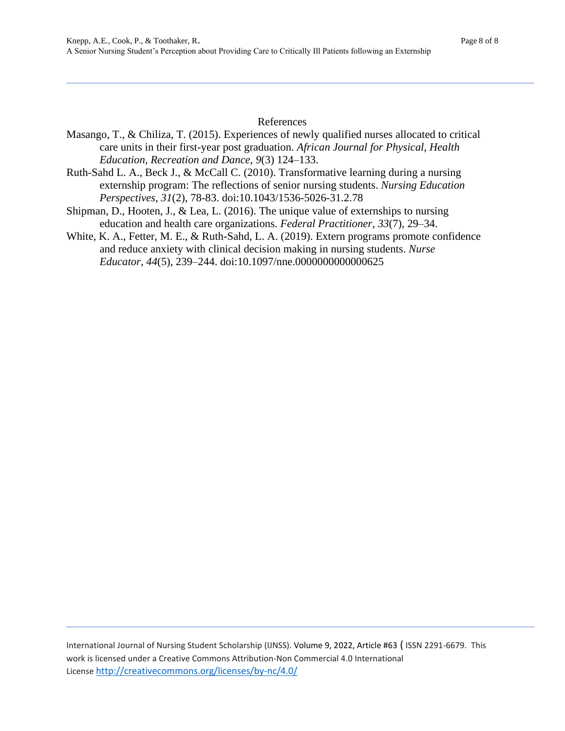## References

Masango, T., & Chiliza, T. (2015). Experiences of newly qualified nurses allocated to critical care units in their first-year post graduation. *African Journal for Physical, Health Education, Recreation and Dance*, *9*(3) 124–133.

Ruth-Sahd L. A., Beck J., & McCall C. (2010). Transformative learning during a nursing externship program: The reflections of senior nursing students. *Nursing Education Perspectives*, *31*(2), 78-83. doi:10.1043/1536-5026-31.2.78

Shipman, D., Hooten, J., & Lea, L. (2016). The unique value of externships to nursing education and health care organizations. *Federal Practitioner, 33*(7), 29–34.

White, K. A., Fetter, M. E., & Ruth-Sahd, L. A. (2019). Extern programs promote confidence and reduce anxiety with clinical decision making in nursing students. *Nurse Educator*, *44*(5), 239–244. doi:10.1097/nne.0000000000000625